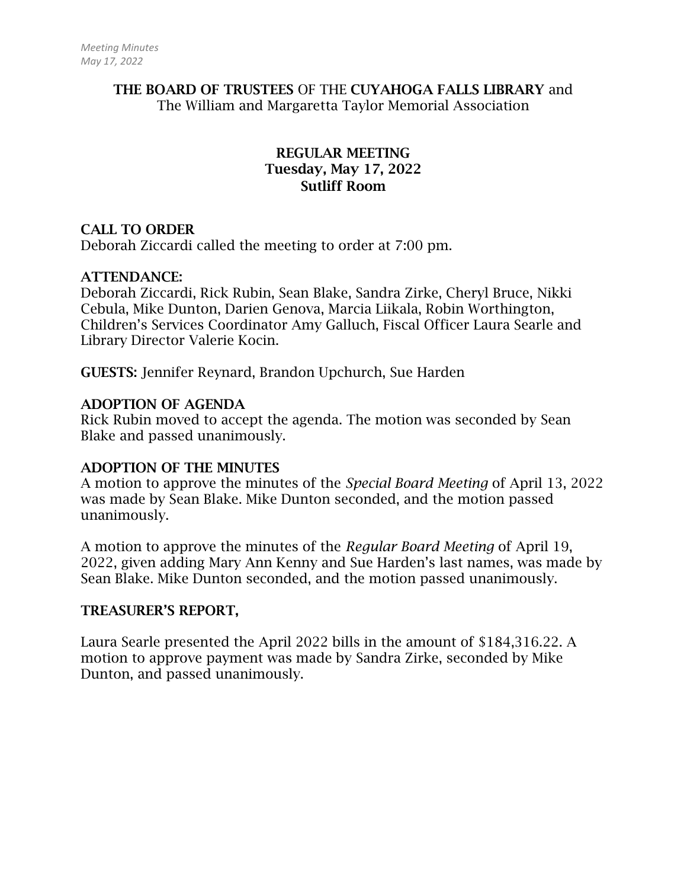**THE BOARD OF TRUSTEES** OF THE **CUYAHOGA FALLS LIBRARY** and
The William and Margaretta Taylor Memorial Association

**REGULAR MEETING**
**Tuesday, May 17, 2022**
**Sutliff Room**

**CALL TO ORDER**
Deborah Ziccardi called the meeting to order at 7:00 pm.

**ATTENDANCE:**
Deborah Ziccardi, Rick Rubin, Sean Blake, Sandra Zirke, Cheryl Bruce, Nikki Cebula, Mike Dunton, Darien Genova, Marcia Liikala, Robin Worthington, Children's Services Coordinator Amy Galluch, Fiscal Officer Laura Searle and Library Director Valerie Kocin.

**GUESTS:** Jennifer Reynard, Brandon Upchurch, Sue Harden

**ADOPTION OF AGENDA**
Rick Rubin moved to accept the agenda. The motion was seconded by Sean Blake and passed unanimously.

**ADOPTION OF THE MINUTES**
A motion to approve the minutes of the *Special Board Meeting* of April 13, 2022 was made by Sean Blake. Mike Dunton seconded, and the motion passed unanimously.

A motion to approve the minutes of the *Regular Board Meeting* of April 19, 2022, given adding Mary Ann Kenny and Sue Harden's last names, was made by Sean Blake. Mike Dunton seconded, and the motion passed unanimously.

**TREASURER'S REPORT,**

Laura Searle presented the April 2022 bills in the amount of $184,316.22. A motion to approve payment was made by Sandra Zirke, seconded by Mike Dunton, and passed unanimously.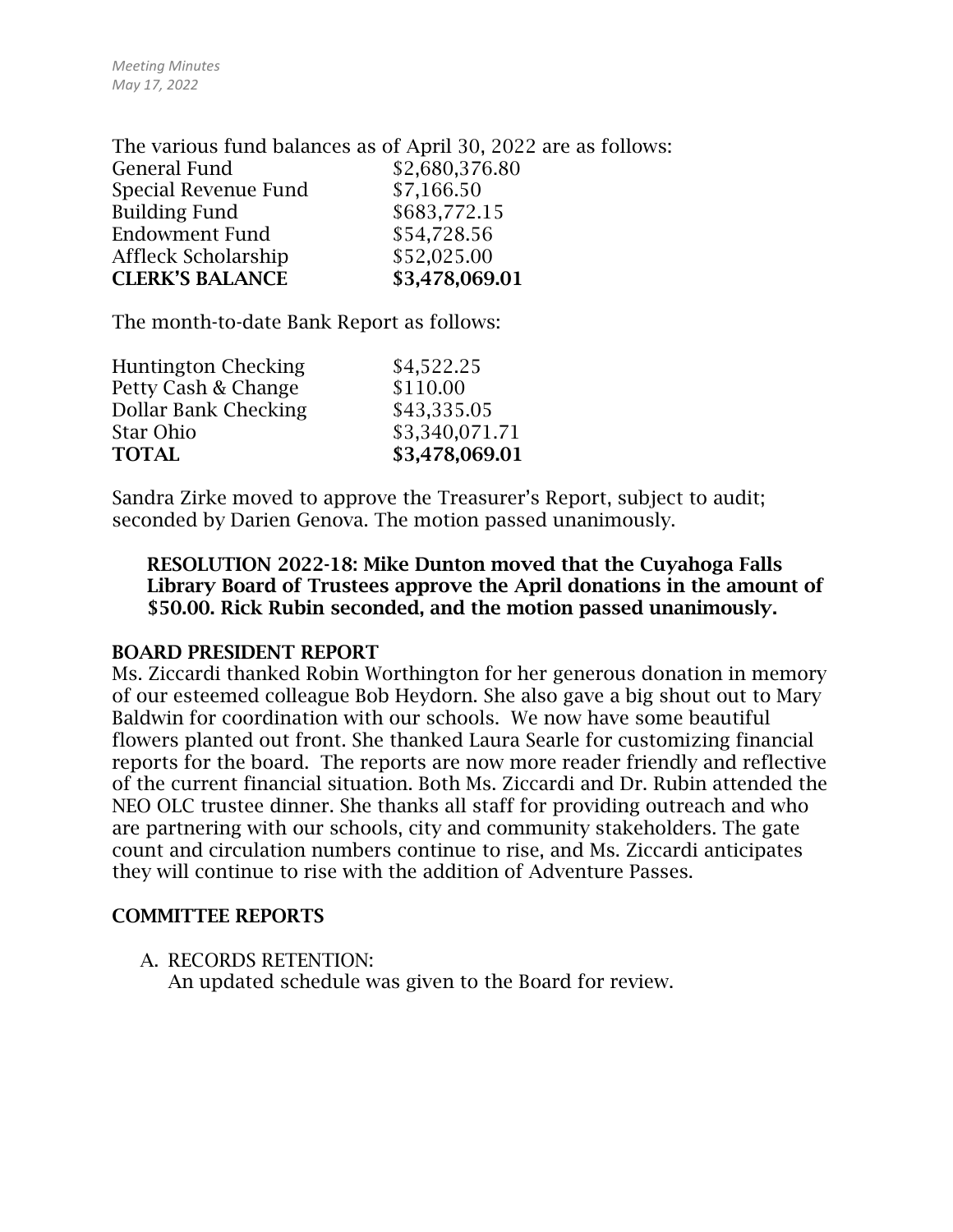The various fund balances as of April 30, 2022 are as follows:

| | |
|---|---|
| General Fund | $2,680,376.80 |
| Special Revenue Fund | $7,166.50 |
| Building Fund | $683,772.15 |
| Endowment Fund | $54,728.56 |
| Affleck Scholarship | $52,025.00 |
| **CLERK'S BALANCE** | **$3,478,069.01** |

The month-to-date Bank Report as follows:

| | |
|---|---|
| Huntington Checking | $4,522.25 |
| Petty Cash & Change | $110.00 |
| Dollar Bank Checking | $43,335.05 |
| Star Ohio | $3,340,071.71 |
| **TOTAL** | **$3,478,069.01** |

Sandra Zirke moved to approve the Treasurer's Report, subject to audit; seconded by Darien Genova. The motion passed unanimously.

**RESOLUTION 2022-18: Mike Dunton moved that the Cuyahoga Falls Library Board of Trustees approve the April donations in the amount of $50.00. Rick Rubin seconded, and the motion passed unanimously.**

## BOARD PRESIDENT REPORT

Ms. Ziccardi thanked Robin Worthington for her generous donation in memory of our esteemed colleague Bob Heydorn. She also gave a big shout out to Mary Baldwin for coordination with our schools. We now have some beautiful flowers planted out front. She thanked Laura Searle for customizing financial reports for the board. The reports are now more reader friendly and reflective of the current financial situation. Both Ms. Ziccardi and Dr. Rubin attended the NEO OLC trustee dinner. She thanks all staff for providing outreach and who are partnering with our schools, city and community stakeholders. The gate count and circulation numbers continue to rise, and Ms. Ziccardi anticipates they will continue to rise with the addition of Adventure Passes.

## COMMITTEE REPORTS

A. RECORDS RETENTION:
   An updated schedule was given to the Board for review.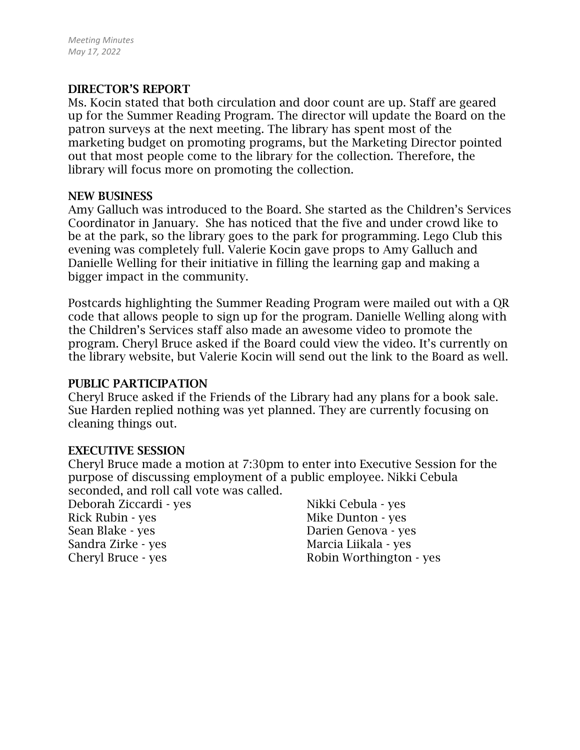## DIRECTOR'S REPORT

Ms. Kocin stated that both circulation and door count are up. Staff are geared up for the Summer Reading Program. The director will update the Board on the patron surveys at the next meeting. The library has spent most of the marketing budget on promoting programs, but the Marketing Director pointed out that most people come to the library for the collection. Therefore, the library will focus more on promoting the collection.

## NEW BUSINESS

Amy Galluch was introduced to the Board. She started as the Children's Services Coordinator in January. She has noticed that the five and under crowd like to be at the park, so the library goes to the park for programming. Lego Club this evening was completely full. Valerie Kocin gave props to Amy Galluch and Danielle Welling for their initiative in filling the learning gap and making a bigger impact in the community.

Postcards highlighting the Summer Reading Program were mailed out with a QR code that allows people to sign up for the program. Danielle Welling along with the Children's Services staff also made an awesome video to promote the program. Cheryl Bruce asked if the Board could view the video. It's currently on the library website, but Valerie Kocin will send out the link to the Board as well.

## PUBLIC PARTICIPATION

Cheryl Bruce asked if the Friends of the Library had any plans for a book sale. Sue Harden replied nothing was yet planned. They are currently focusing on cleaning things out.

## EXECUTIVE SESSION

Cheryl Bruce made a motion at 7:30pm to enter into Executive Session for the purpose of discussing employment of a public employee. Nikki Cebula seconded, and roll call vote was called.

Deborah Ziccardi - yes
Rick Rubin - yes
Sean Blake - yes
Sandra Zirke - yes
Cheryl Bruce - yes
Nikki Cebula - yes
Mike Dunton - yes
Darien Genova - yes
Marcia Liikala - yes
Robin Worthington - yes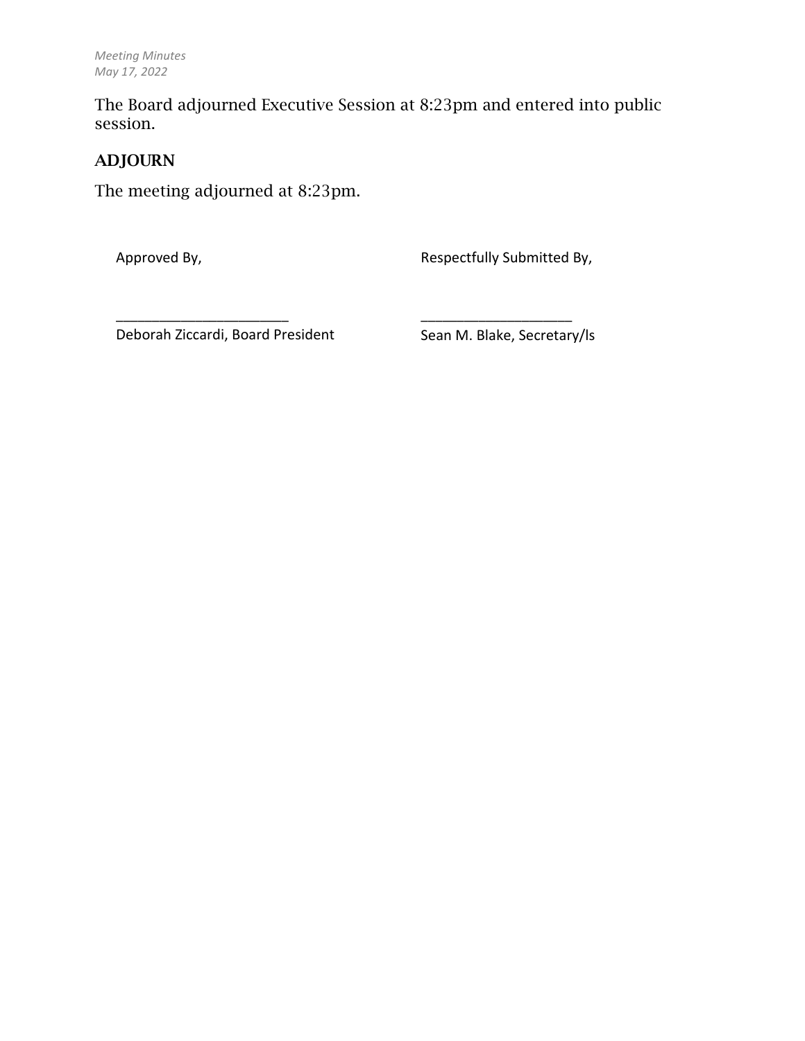The Board adjourned Executive Session at 8:23pm and entered into public session.

## ADJOURN

The meeting adjourned at 8:23pm.

| | |
|---|---|
| Approved By, | Respectfully Submitted By, |
| _______________________ | ____________________ |
| Deborah Ziccardi, Board President | Sean M. Blake, Secretary/ls |